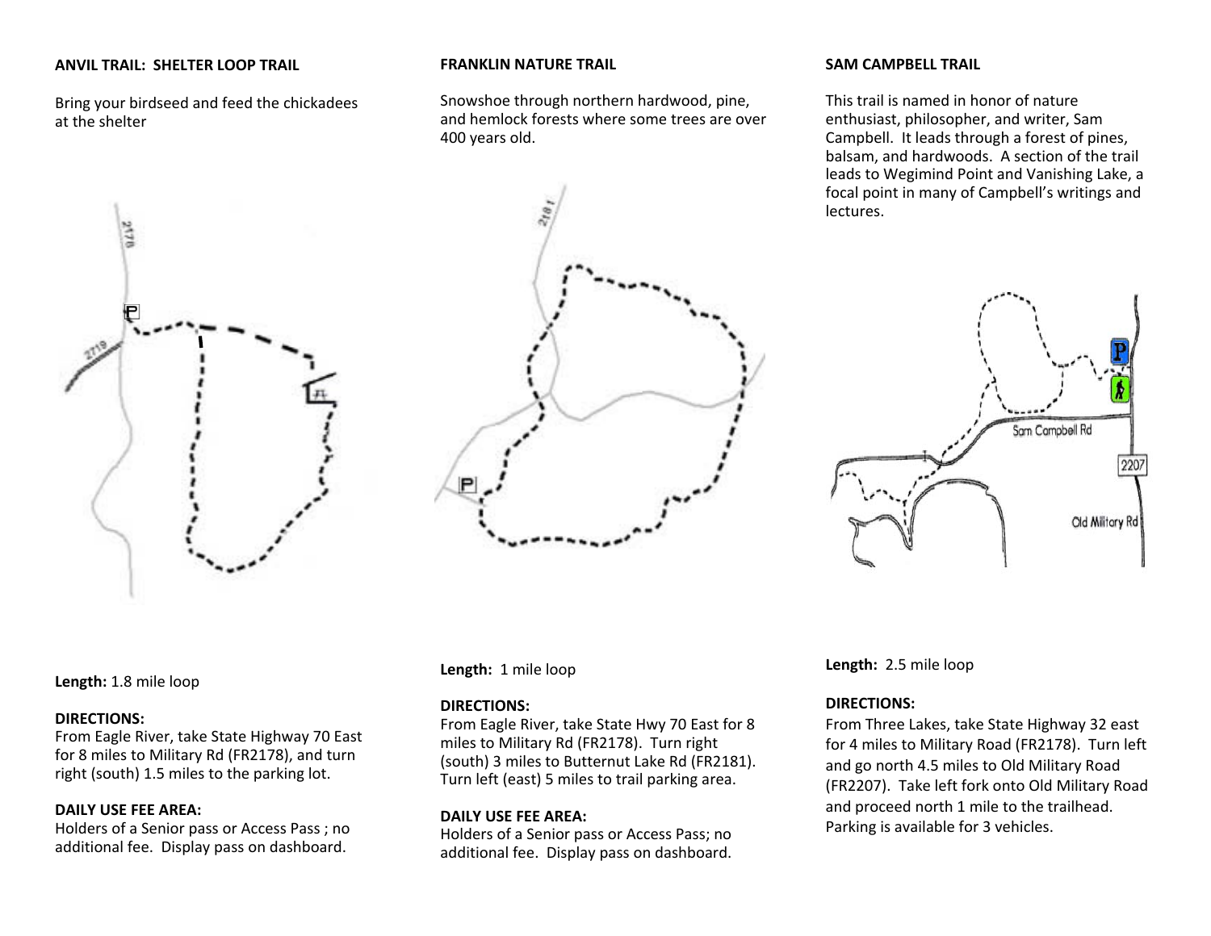## ANVIL TRAIL: SHELTER LOOP TRAIL

Bring your birdseed and feed the chickadees at the shelter

**Length:** 1.8 mile loop

**DIRECTIONS:**
From Eagle River, take State Highway 70 East for 8 miles to Military Rd (FR2178), and turn right (south) 1.5 miles to the parking lot.

**DAILY USE FEE AREA:**
Holders of a Senior pass or Access Pass ; no additional fee. Display pass on dashboard.

## FRANKLIN NATURE TRAIL

Snowshoe through northern hardwood, pine, and hemlock forests where some trees are over 400 years old.

**Length:** 1 mile loop

**DIRECTIONS:**
From Eagle River, take State Hwy 70 East for 8 miles to Military Rd (FR2178). Turn right (south) 3 miles to Butternut Lake Rd (FR2181). Turn left (east) 5 miles to trail parking area.

**DAILY USE FEE AREA:**
Holders of a Senior pass or Access Pass; no additional fee. Display pass on dashboard.

## SAM CAMPBELL TRAIL

This trail is named in honor of nature enthusiast, philosopher, and writer, Sam Campbell. It leads through a forest of pines, balsam, and hardwoods. A section of the trail leads to Wegimind Point and Vanishing Lake, a focal point in many of Campbell's writings and lectures.

**Length:** 2.5 mile loop

**DIRECTIONS:**
From Three Lakes, take State Highway 32 east for 4 miles to Military Road (FR2178). Turn left and go north 4.5 miles to Old Military Road (FR2207). Take left fork onto Old Military Road and proceed north 1 mile to the trailhead. Parking is available for 3 vehicles.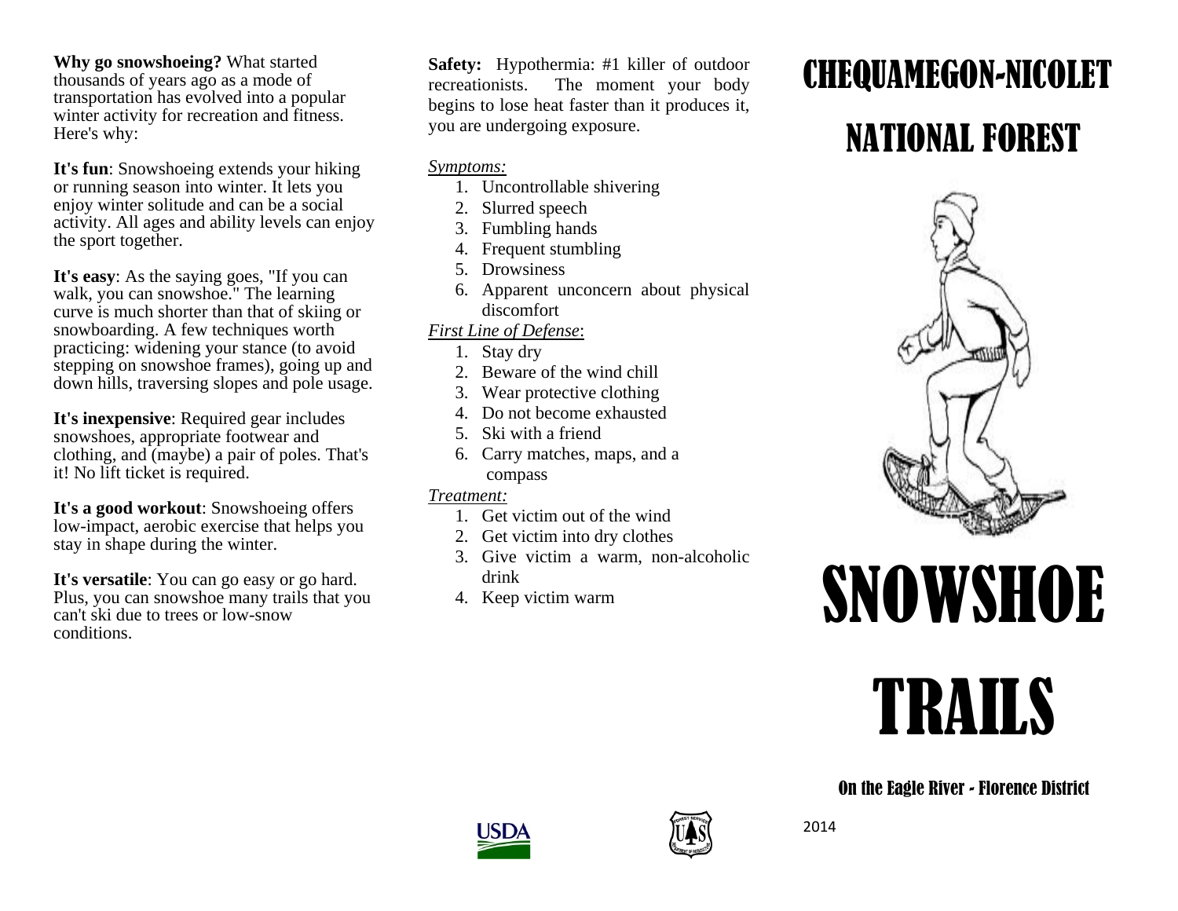**Why go snowshoeing?** What started thousands of years ago as a mode of transportation has evolved into a popular winter activity for recreation and fitness. Here's why:

**It's fun**: Snowshoeing extends your hiking or running season into winter. It lets you enjoy winter solitude and can be a social activity. All ages and ability levels can enjoy the sport together.

**It's easy**: As the saying goes, "If you can walk, you can snowshoe." The learning curve is much shorter than that of skiing or snowboarding. A few techniques worth practicing: widening your stance (to avoid stepping on snowshoe frames), going up and down hills, traversing slopes and pole usage.

**It's inexpensive**: Required gear includes snowshoes, appropriate footwear and clothing, and (maybe) a pair of poles. That's it! No lift ticket is required.

**It's a good workout**: Snowshoeing offers low-impact, aerobic exercise that helps you stay in shape during the winter.

**It's versatile**: You can go easy or go hard. Plus, you can snowshoe many trails that you can't ski due to trees or low-snow conditions.

**Safety:** Hypothermia: #1 killer of outdoor recreationists. The moment your body begins to lose heat faster than it produces it, you are undergoing exposure.

*Symptoms:*

1. Uncontrollable shivering
2. Slurred speech
3. Fumbling hands
4. Frequent stumbling
5. Drowsiness
6. Apparent unconcern about physical discomfort

*First Line of Defense*:

1. Stay dry
2. Beware of the wind chill
3. Wear protective clothing
4. Do not become exhausted
5. Ski with a friend
6. Carry matches, maps, and a compass

*Treatment:*

1. Get victim out of the wind
2. Get victim into dry clothes
3. Give victim a warm, non-alcoholic drink
4. Keep victim warm

# CHEQUAMEGON-NICOLET NATIONAL FOREST

# SNOWSHOE TRAILS

**On the Eagle River - Florence District**

2014